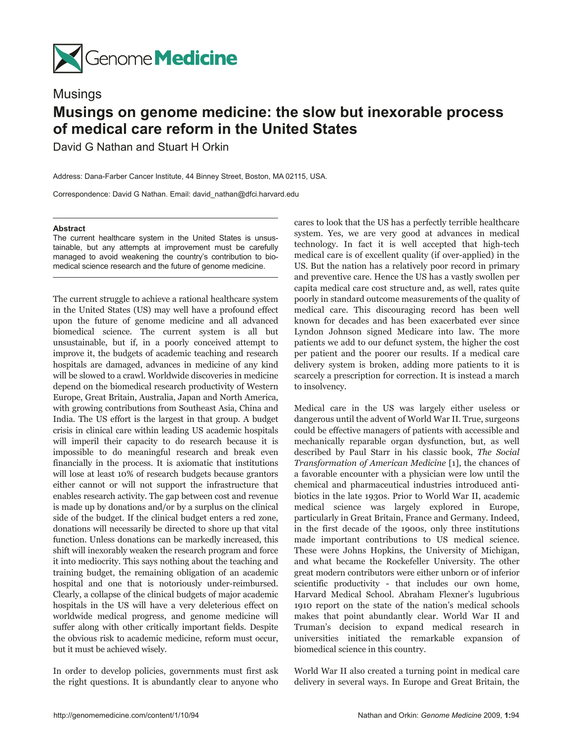Genome **Medicine**

Musings

# Musings on genome medicine: the slow but inexorable process of medical care reform in the United States

David G Nathan and Stuart H Orkin

Address: Dana-Farber Cancer Institute, 44 Binney Street, Boston, MA 02115, USA.

Correspondence: David G Nathan. Email: david_nathan@dfci.harvard.edu

**Abstract**

The current healthcare system in the United States is unsustainable, but any attempts at improvement must be carefully managed to avoid weakening the country's contribution to biomedical science research and the future of genome medicine.

The current struggle to achieve a rational healthcare system in the United States (US) may well have a profound effect upon the future of genome medicine and all advanced biomedical science. The current system is all but unsustainable, but if, in a poorly conceived attempt to improve it, the budgets of academic teaching and research hospitals are damaged, advances in medicine of any kind will be slowed to a crawl. Worldwide discoveries in medicine depend on the biomedical research productivity of Western Europe, Great Britain, Australia, Japan and North America, with growing contributions from Southeast Asia, China and India. The US effort is the largest in that group. A budget crisis in clinical care within leading US academic hospitals will imperil their capacity to do research because it is impossible to do meaningful research and break even financially in the process. It is axiomatic that institutions will lose at least 10% of research budgets because grantors either cannot or will not support the infrastructure that enables research activity. The gap between cost and revenue is made up by donations and/or by a surplus on the clinical side of the budget. If the clinical budget enters a red zone, donations will necessarily be directed to shore up that vital function. Unless donations can be markedly increased, this shift will inexorably weaken the research program and force it into mediocrity. This says nothing about the teaching and training budget, the remaining obligation of an academic hospital and one that is notoriously under-reimbursed. Clearly, a collapse of the clinical budgets of major academic hospitals in the US will have a very deleterious effect on worldwide medical progress, and genome medicine will suffer along with other critically important fields. Despite the obvious risk to academic medicine, reform must occur, but it must be achieved wisely.

In order to develop policies, governments must first ask the right questions. It is abundantly clear to anyone who cares to look that the US has a perfectly terrible healthcare system. Yes, we are very good at advances in medical technology. In fact it is well accepted that high-tech medical care is of excellent quality (if over-applied) in the US. But the nation has a relatively poor record in primary and preventive care. Hence the US has a vastly swollen per capita medical care cost structure and, as well, rates quite poorly in standard outcome measurements of the quality of medical care. This discouraging record has been well known for decades and has been exacerbated ever since Lyndon Johnson signed Medicare into law. The more patients we add to our defunct system, the higher the cost per patient and the poorer our results. If a medical care delivery system is broken, adding more patients to it is scarcely a prescription for correction. It is instead a march to insolvency.

Medical care in the US was largely either useless or dangerous until the advent of World War II. True, surgeons could be effective managers of patients with accessible and mechanically reparable organ dysfunction, but, as well described by Paul Starr in his classic book, *The Social Transformation of American Medicine* [1], the chances of a favorable encounter with a physician were low until the chemical and pharmaceutical industries introduced antibiotics in the late 1930s. Prior to World War II, academic medical science was largely explored in Europe, particularly in Great Britain, France and Germany. Indeed, in the first decade of the 1900s, only three institutions made important contributions to US medical science. These were Johns Hopkins, the University of Michigan, and what became the Rockefeller University. The other great modern contributors were either unborn or of inferior scientific productivity - that includes our own home, Harvard Medical School. Abraham Flexner's lugubrious 1910 report on the state of the nation's medical schools makes that point abundantly clear. World War II and Truman's decision to expand medical research in universities initiated the remarkable expansion of biomedical science in this country.

World War II also created a turning point in medical care delivery in several ways. In Europe and Great Britain, the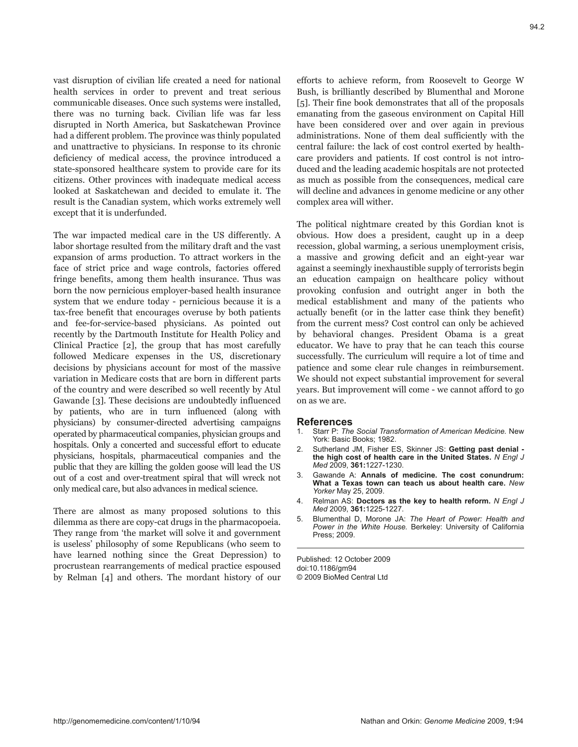vast disruption of civilian life created a need for national health services in order to prevent and treat serious communicable diseases. Once such systems were installed, there was no turning back. Civilian life was far less disrupted in North America, but Saskatchewan Province had a different problem. The province was thinly populated and unattractive to physicians. In response to its chronic deficiency of medical access, the province introduced a state-sponsored healthcare system to provide care for its citizens. Other provinces with inadequate medical access looked at Saskatchewan and decided to emulate it. The result is the Canadian system, which works extremely well except that it is underfunded.

The war impacted medical care in the US differently. A labor shortage resulted from the military draft and the vast expansion of arms production. To attract workers in the face of strict price and wage controls, factories offered fringe benefits, among them health insurance. Thus was born the now pernicious employer-based health insurance system that we endure today - pernicious because it is a tax-free benefit that encourages overuse by both patients and fee-for-service-based physicians. As pointed out recently by the Dartmouth Institute for Health Policy and Clinical Practice [2], the group that has most carefully followed Medicare expenses in the US, discretionary decisions by physicians account for most of the massive variation in Medicare costs that are born in different parts of the country and were described so well recently by Atul Gawande [3]. These decisions are undoubtedly influenced by patients, who are in turn influenced (along with physicians) by consumer-directed advertising campaigns operated by pharmaceutical companies, physician groups and hospitals. Only a concerted and successful effort to educate physicians, hospitals, pharmaceutical companies and the public that they are killing the golden goose will lead the US out of a cost and over-treatment spiral that will wreck not only medical care, but also advances in medical science.

There are almost as many proposed solutions to this dilemma as there are copy-cat drugs in the pharmacopoeia. They range from 'the market will solve it and government is useless' philosophy of some Republicans (who seem to have learned nothing since the Great Depression) to procrustean rearrangements of medical practice espoused by Relman [4] and others. The mordant history of our efforts to achieve reform, from Roosevelt to George W Bush, is brilliantly described by Blumenthal and Morone [5]. Their fine book demonstrates that all of the proposals emanating from the gaseous environment on Capital Hill have been considered over and over again in previous administrations. None of them deal sufficiently with the central failure: the lack of cost control exerted by health-care providers and patients. If cost control is not introduced and the leading academic hospitals are not protected as much as possible from the consequences, medical care will decline and advances in genome medicine or any other complex area will wither.

The political nightmare created by this Gordian knot is obvious. How does a president, caught up in a deep recession, global warming, a serious unemployment crisis, a massive and growing deficit and an eight-year war against a seemingly inexhaustible supply of terrorists begin an education campaign on healthcare policy without provoking confusion and outright anger in both the medical establishment and many of the patients who actually benefit (or in the latter case think they benefit) from the current mess? Cost control can only be achieved by behavioral changes. President Obama is a great educator. We have to pray that he can teach this course successfully. The curriculum will require a lot of time and patience and some clear rule changes in reimbursement. We should not expect substantial improvement for several years. But improvement will come - we cannot afford to go on as we are.

## References

1. Starr P: *The Social Transformation of American Medicine.* New York: Basic Books; 1982.
2. Sutherland JM, Fisher ES, Skinner JS: **Getting past denial - the high cost of health care in the United States.** *N Engl J Med* 2009, **361:**1227-1230.
3. Gawande A: **Annals of medicine. The cost conundrum: What a Texas town can teach us about health care.** *New Yorker* May 25, 2009.
4. Relman AS: **Doctors as the key to health reform.** *N Engl J Med* 2009, **361:**1225-1227.
5. Blumenthal D, Morone JA: *The Heart of Power: Health and Power in the White House.* Berkeley: University of California Press; 2009.

Published: 12 October 2009
doi:10.1186/gm94
© 2009 BioMed Central Ltd